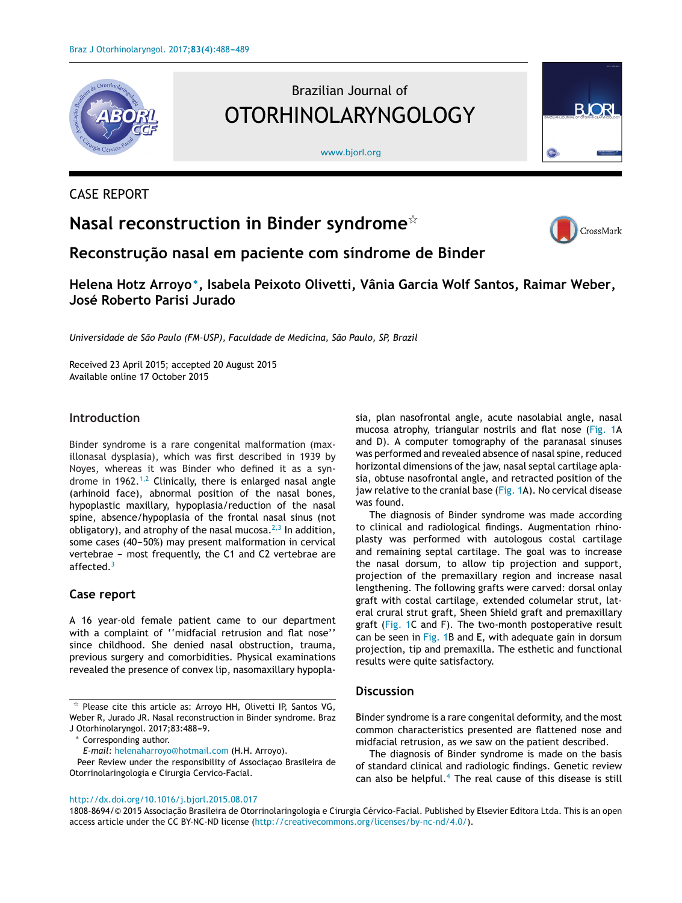CASE REPORT

# Nasal reconstruction in Binder syndrome☆

## Reconstrução nasal em paciente com síndrome de Binder

**Helena Hotz Arroyo*, Isabela Peixoto Olivetti, Vânia Garcia Wolf Santos, Raimar Weber, José Roberto Parisi Jurado**

*Universidade de São Paulo (FM-USP), Faculdade de Medicina, São Paulo, SP, Brazil*

Received 23 April 2015; accepted 20 August 2015
Available online 17 October 2015

## Introduction

Binder syndrome is a rare congenital malformation (maxillonasal dysplasia), which was first described in 1939 by Noyes, whereas it was Binder who defined it as a syndrome in 1962.[1,2] Clinically, there is enlarged nasal angle (arhinoid face), abnormal position of the nasal bones, hypoplastic maxillary, hypoplasia/reduction of the nasal spine, absence/hypoplasia of the frontal nasal sinus (not obligatory), and atrophy of the nasal mucosa.[2,3] In addition, some cases (40–50%) may present malformation in cervical vertebrae – most frequently, the C1 and C2 vertebrae are affected.[3]

## Case report

A 16 year-old female patient came to our department with a complaint of ''midfacial retrusion and flat nose'' since childhood. She denied nasal obstruction, trauma, previous surgery and comorbidities. Physical examinations revealed the presence of convex lip, nasomaxillary hypoplasia, plan nasofrontal angle, acute nasolabial angle, nasal mucosa atrophy, triangular nostrils and flat nose (Fig. 1A and D). A computer tomography of the paranasal sinuses was performed and revealed absence of nasal spine, reduced horizontal dimensions of the jaw, nasal septal cartilage aplasia, obtuse nasofrontal angle, and retracted position of the jaw relative to the cranial base (Fig. 1A). No cervical disease was found.

The diagnosis of Binder syndrome was made according to clinical and radiological findings. Augmentation rhinoplasty was performed with autologous costal cartilage and remaining septal cartilage. The goal was to increase the nasal dorsum, to allow tip projection and support, projection of the premaxillary region and increase nasal lengthening. The following grafts were carved: dorsal onlay graft with costal cartilage, extended columelar strut, lateral crural strut graft, Sheen Shield graft and premaxillary graft (Fig. 1C and F). The two-month postoperative result can be seen in Fig. 1B and E, with adequate gain in dorsum projection, tip and premaxilla. The esthetic and functional results were quite satisfactory.

## Discussion

Binder syndrome is a rare congenital deformity, and the most common characteristics presented are flattened nose and midfacial retrusion, as we saw on the patient described.

The diagnosis of Binder syndrome is made on the basis of standard clinical and radiologic findings. Genetic review can also be helpful.[4] The real cause of this disease is still

---

☆ Please cite this article as: Arroyo HH, Olivetti IP, Santos VG, Weber R, Jurado JR. Nasal reconstruction in Binder syndrome. Braz J Otorhinolaryngol. 2017;83:488–9.

* Corresponding author.
E-mail: helenaharroyo@hotmail.com (H.H. Arroyo).

Peer Review under the responsibility of Associaçao Brasileira de Otorrinolaringologia e Cirurgia Cervico-Facial.

http://dx.doi.org/10.1016/j.bjorl.2015.08.017

1808-8694/© 2015 Associação Brasileira de Otorrinolaringologia e Cirurgia Cérvico-Facial. Published by Elsevier Editora Ltda. This is an open access article under the CC BY-NC-ND license (http://creativecommons.org/licenses/by-nc-nd/4.0/).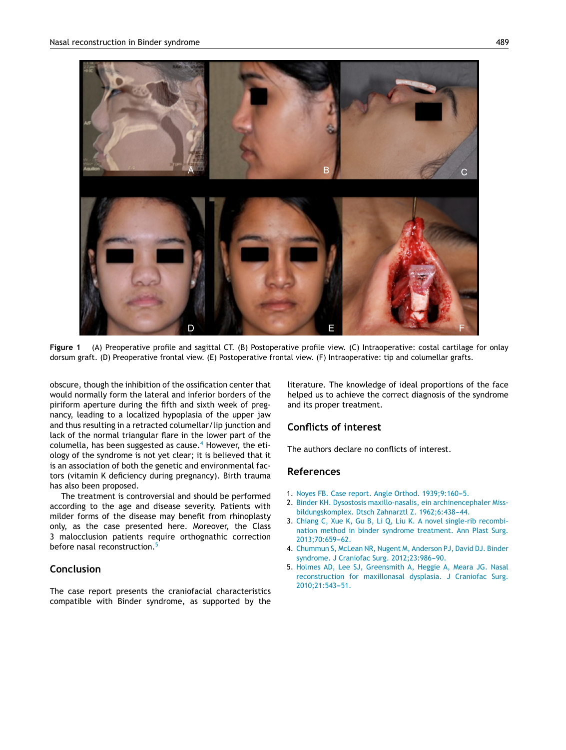Figure 1 (A) Preoperative profile and sagittal CT. (B) Postoperative profile view. (C) Intraoperative: costal cartilage for onlay dorsum graft. (D) Preoperative frontal view. (E) Postoperative frontal view. (F) Intraoperative: tip and columellar grafts.

obscure, though the inhibition of the ossification center that would normally form the lateral and inferior borders of the piriform aperture during the fifth and sixth week of pregnancy, leading to a localized hypoplasia of the upper jaw and thus resulting in a retracted columellar/lip junction and lack of the normal triangular flare in the lower part of the columella, has been suggested as cause.[4] However, the etiology of the syndrome is not yet clear; it is believed that it is an association of both the genetic and environmental factors (vitamin K deficiency during pregnancy). Birth trauma has also been proposed.

The treatment is controversial and should be performed according to the age and disease severity. Patients with milder forms of the disease may benefit from rhinoplasty only, as the case presented here. Moreover, the Class 3 malocclusion patients require orthognathic correction before nasal reconstruction.[5]

## Conclusion

The case report presents the craniofacial characteristics compatible with Binder syndrome, as supported by the literature. The knowledge of ideal proportions of the face helped us to achieve the correct diagnosis of the syndrome and its proper treatment.

## Conflicts of interest

The authors declare no conflicts of interest.

## References

1. Noyes FB. Case report. Angle Orthod. 1939;9:160–5.
2. Binder KH. Dysostosis maxillo-nasalis, ein archinencephaler Missbildungskomplex. Dtsch Zahnarztl Z. 1962;6:438–44.
3. Chiang C, Xue K, Gu B, Li Q, Liu K. A novel single-rib recombination method in binder syndrome treatment. Ann Plast Surg. 2013;70:659–62.
4. Chummun S, McLean NR, Nugent M, Anderson PJ, David DJ. Binder syndrome. J Craniofac Surg. 2012;23:986–90.
5. Holmes AD, Lee SJ, Greensmith A, Heggie A, Meara JG. Nasal reconstruction for maxillonasal dysplasia. J Craniofac Surg. 2010;21:543–51.